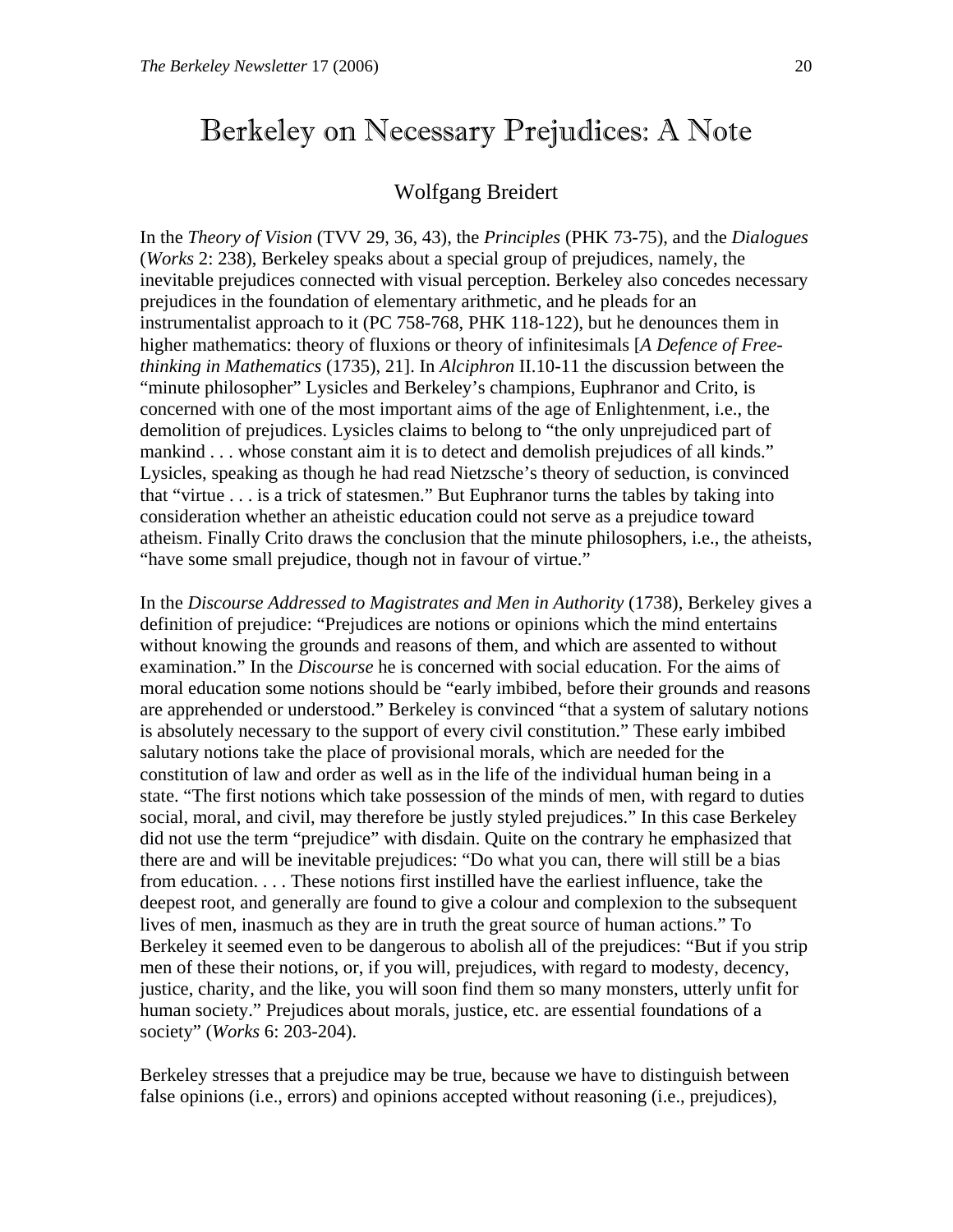# Berkeley on Necessary Prejudices: A Note

Wolfgang Breidert

In the *Theory of Vision* (TVV 29, 36, 43), the *Principles* (PHK 73-75), and the *Dialogues* (*Works* 2: 238), Berkeley speaks about a special group of prejudices, namely, the inevitable prejudices connected with visual perception. Berkeley also concedes necessary prejudices in the foundation of elementary arithmetic, and he pleads for an instrumentalist approach to it (PC 758-768, PHK 118-122), but he denounces them in higher mathematics: theory of fluxions or theory of infinitesimals [*A Defence of Free-thinking in Mathematics* (1735), 21]. In *Alciphron* II.10-11 the discussion between the "minute philosopher" Lysicles and Berkeley's champions, Euphranor and Crito, is concerned with one of the most important aims of the age of Enlightenment, i.e., the demolition of prejudices. Lysicles claims to belong to "the only unprejudiced part of mankind . . . whose constant aim it is to detect and demolish prejudices of all kinds." Lysicles, speaking as though he had read Nietzsche's theory of seduction, is convinced that "virtue . . . is a trick of statesmen." But Euphranor turns the tables by taking into consideration whether an atheistic education could not serve as a prejudice toward atheism. Finally Crito draws the conclusion that the minute philosophers, i.e., the atheists, "have some small prejudice, though not in favour of virtue."

In the *Discourse Addressed to Magistrates and Men in Authority* (1738), Berkeley gives a definition of prejudice: "Prejudices are notions or opinions which the mind entertains without knowing the grounds and reasons of them, and which are assented to without examination." In the *Discourse* he is concerned with social education. For the aims of moral education some notions should be "early imbibed, before their grounds and reasons are apprehended or understood." Berkeley is convinced "that a system of salutary notions is absolutely necessary to the support of every civil constitution." These early imbibed salutary notions take the place of provisional morals, which are needed for the constitution of law and order as well as in the life of the individual human being in a state. "The first notions which take possession of the minds of men, with regard to duties social, moral, and civil, may therefore be justly styled prejudices." In this case Berkeley did not use the term "prejudice" with disdain. Quite on the contrary he emphasized that there are and will be inevitable prejudices: "Do what you can, there will still be a bias from education. . . . These notions first instilled have the earliest influence, take the deepest root, and generally are found to give a colour and complexion to the subsequent lives of men, inasmuch as they are in truth the great source of human actions." To Berkeley it seemed even to be dangerous to abolish all of the prejudices: "But if you strip men of these their notions, or, if you will, prejudices, with regard to modesty, decency, justice, charity, and the like, you will soon find them so many monsters, utterly unfit for human society." Prejudices about morals, justice, etc. are essential foundations of a society" (*Works* 6: 203-204).

Berkeley stresses that a prejudice may be true, because we have to distinguish between false opinions (i.e., errors) and opinions accepted without reasoning (i.e., prejudices),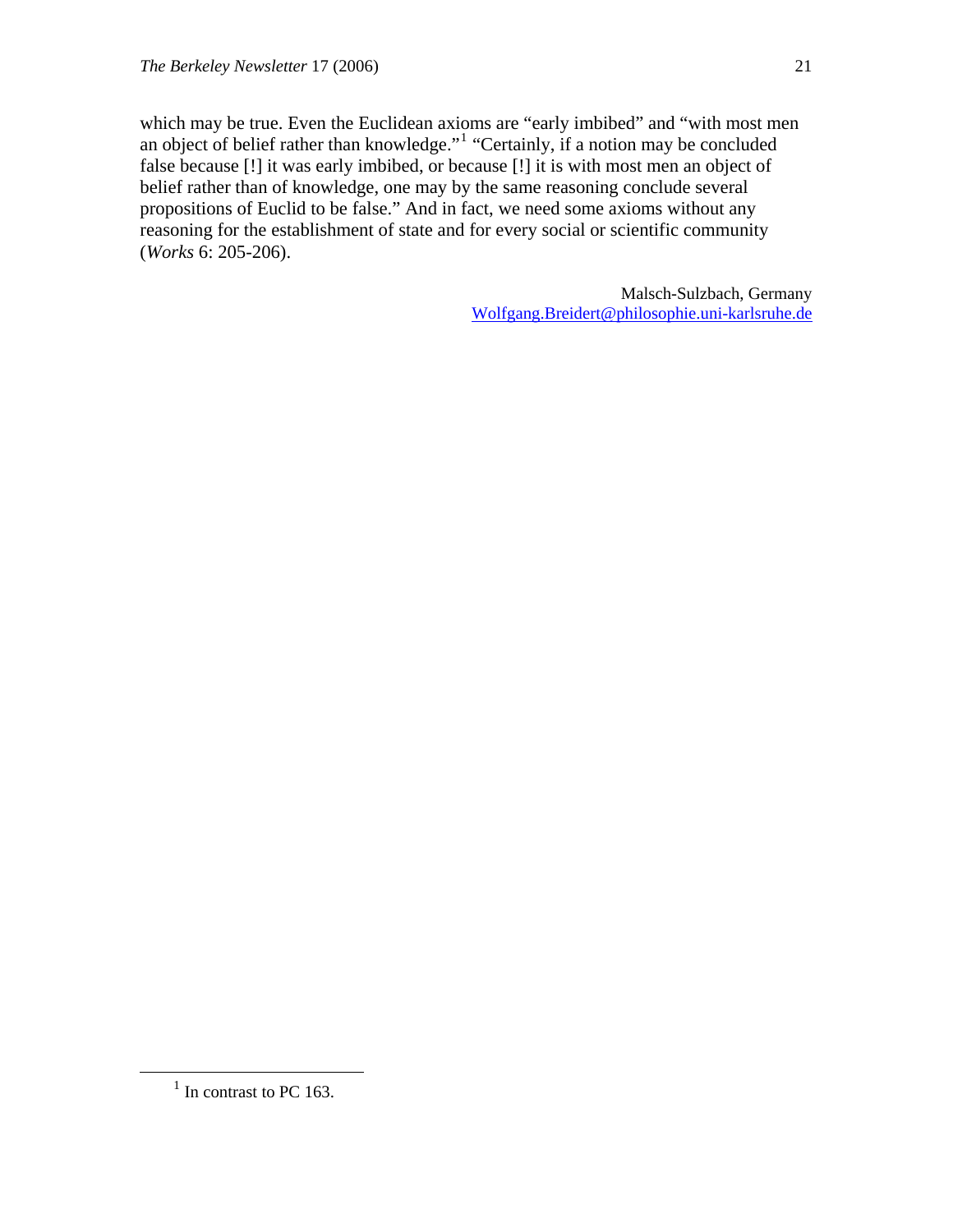which may be true. Even the Euclidean axioms are "early imbibed" and "with most men an object of belief rather than knowledge."[1] "Certainly, if a notion may be concluded false because [!] it was early imbibed, or because [!] it is with most men an object of belief rather than of knowledge, one may by the same reasoning conclude several propositions of Euclid to be false." And in fact, we need some axioms without any reasoning for the establishment of state and for every social or scientific community (*Works* 6: 205-206).

Malsch-Sulzbach, Germany
Wolfgang.Breidert@philosophie.uni-karlsruhe.de

[1] In contrast to PC 163.